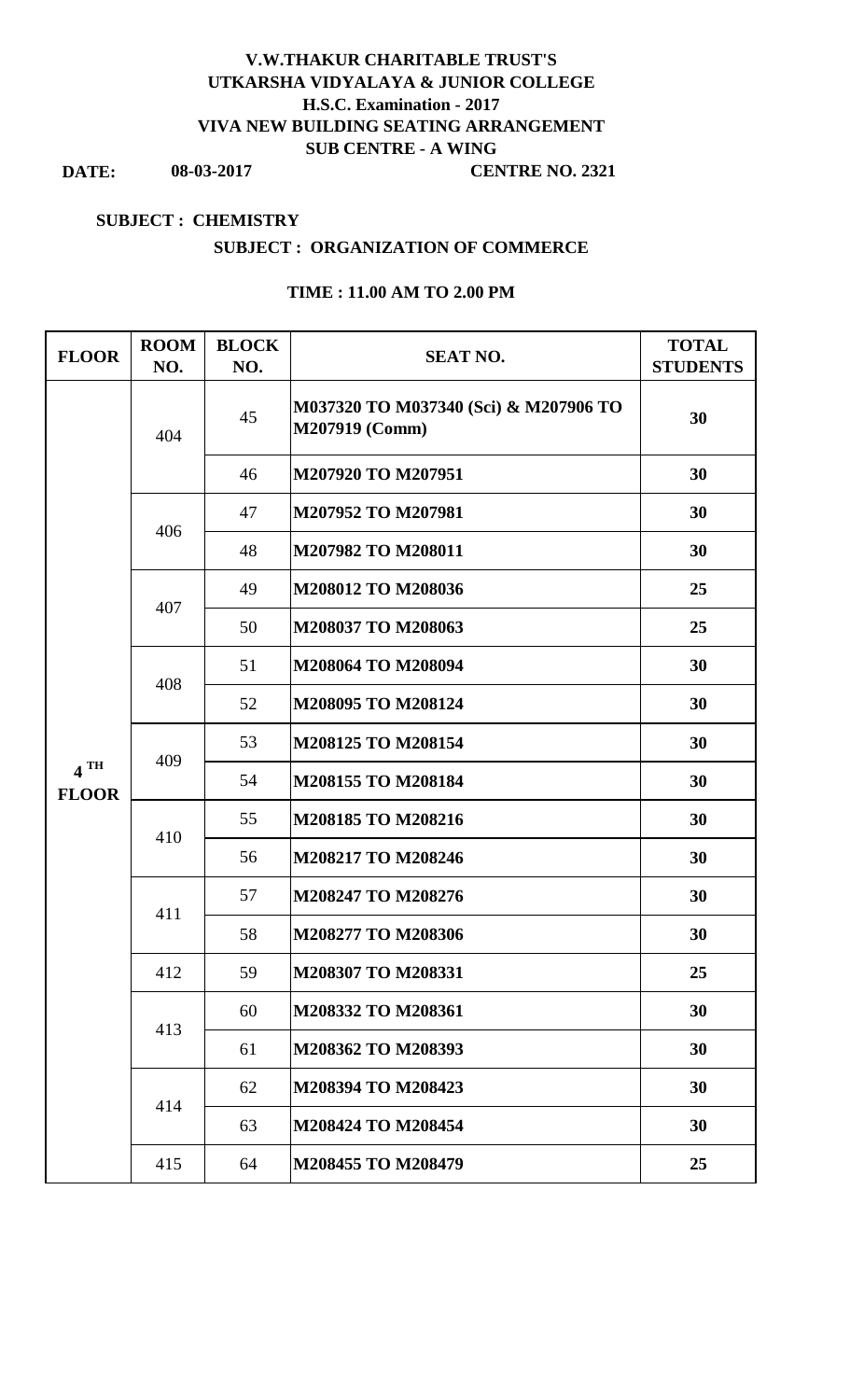# V.W.THAKUR CHARITABLE TRUST'S
# UTKARSHA VIDYALAYA & JUNIOR COLLEGE
## H.S.C. Examination - 2017
## VIVA NEW BUILDING SEATING ARRANGEMENT
## SUB CENTRE - A WING

**DATE:** 08-03-2017 **CENTRE NO. 2321**

**SUBJECT : CHEMISTRY**

**SUBJECT : ORGANIZATION OF COMMERCE**

**TIME : 11.00 AM TO 2.00 PM**

| FLOOR | ROOM NO. | BLOCK NO. | SEAT NO. | TOTAL STUDENTS |
|---|---|---|---|---|
| 4 TH FLOOR | 404 | 45 | M037320 TO M037340 (Sci) & M207906 TO M207919 (Comm) | 30 |
| | | 46 | M207920 TO M207951 | 30 |
| | 406 | 47 | M207952 TO M207981 | 30 |
| | | 48 | M207982 TO M208011 | 30 |
| | 407 | 49 | M208012 TO M208036 | 25 |
| | | 50 | M208037 TO M208063 | 25 |
| | 408 | 51 | M208064 TO M208094 | 30 |
| | | 52 | M208095 TO M208124 | 30 |
| | 409 | 53 | M208125 TO M208154 | 30 |
| | | 54 | M208155 TO M208184 | 30 |
| | 410 | 55 | M208185 TO M208216 | 30 |
| | | 56 | M208217 TO M208246 | 30 |
| | 411 | 57 | M208247 TO M208276 | 30 |
| | | 58 | M208277 TO M208306 | 30 |
| | 412 | 59 | M208307 TO M208331 | 25 |
| | 413 | 60 | M208332 TO M208361 | 30 |
| | | 61 | M208362 TO M208393 | 30 |
| | 414 | 62 | M208394 TO M208423 | 30 |
| | | 63 | M208424 TO M208454 | 30 |
| | 415 | 64 | M208455 TO M208479 | 25 |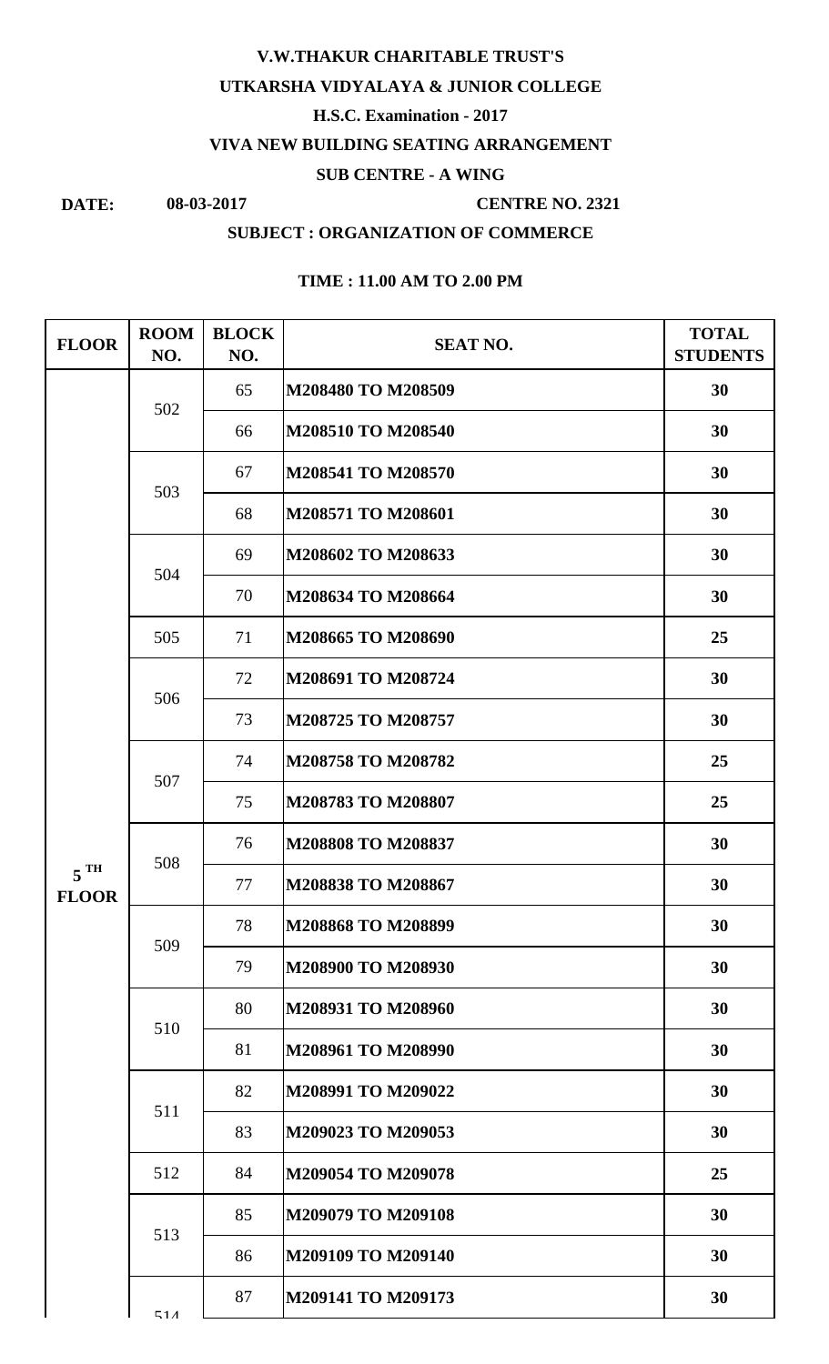**V.W.THAKUR CHARITABLE TRUST'S**

**UTKARSHA VIDYALAYA & JUNIOR COLLEGE**

**H.S.C. Examination - 2017**

**VIVA NEW BUILDING SEATING ARRANGEMENT**

**SUB CENTRE - A WING**

**DATE:** **08-03-2017** **CENTRE NO. 2321**

**SUBJECT : ORGANIZATION OF COMMERCE**

**TIME : 11.00 AM TO 2.00 PM**

| FLOOR | ROOM NO. | BLOCK NO. | SEAT NO. | TOTAL STUDENTS |
|---|---|---|---|---|
| 5 TH FLOOR | 502 | 65 | M208480 TO M208509 | 30 |
| | | 66 | M208510 TO M208540 | 30 |
| | 503 | 67 | M208541 TO M208570 | 30 |
| | | 68 | M208571 TO M208601 | 30 |
| | 504 | 69 | M208602 TO M208633 | 30 |
| | | 70 | M208634 TO M208664 | 30 |
| | 505 | 71 | M208665 TO M208690 | 25 |
| | 506 | 72 | M208691 TO M208724 | 30 |
| | | 73 | M208725 TO M208757 | 30 |
| | 507 | 74 | M208758 TO M208782 | 25 |
| | | 75 | M208783 TO M208807 | 25 |
| | 508 | 76 | M208808 TO M208837 | 30 |
| | | 77 | M208838 TO M208867 | 30 |
| | 509 | 78 | M208868 TO M208899 | 30 |
| | | 79 | M208900 TO M208930 | 30 |
| | 510 | 80 | M208931 TO M208960 | 30 |
| | | 81 | M208961 TO M208990 | 30 |
| | 511 | 82 | M208991 TO M209022 | 30 |
| | | 83 | M209023 TO M209053 | 30 |
| | 512 | 84 | M209054 TO M209078 | 25 |
| | 513 | 85 | M209079 TO M209108 | 30 |
| | | 86 | M209109 TO M209140 | 30 |
| | 514 | 87 | M209141 TO M209173 | 30 |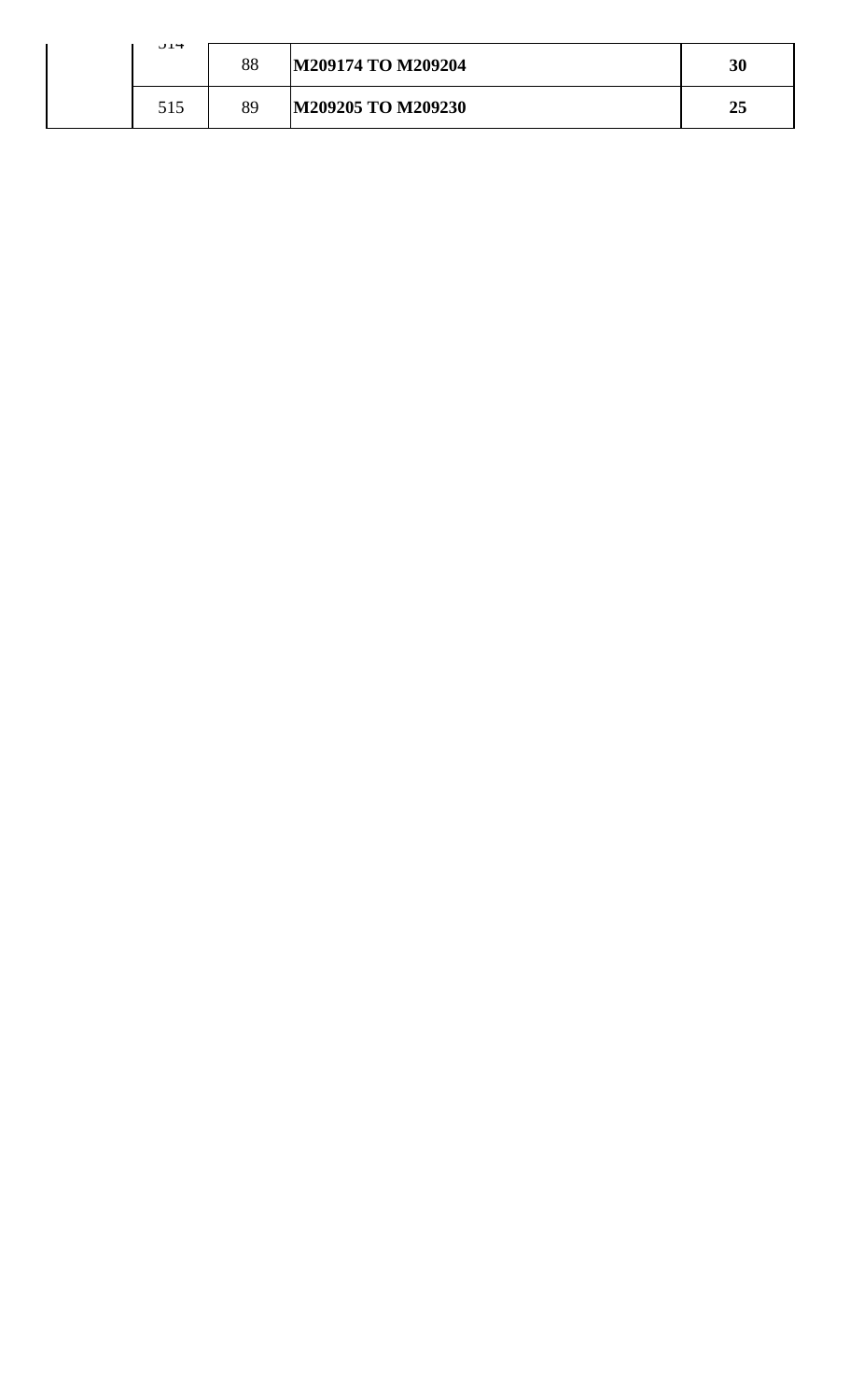|  | 514 | 88 | **M209174 TO M209204** | **30** |
|---|---|---|---|---|
|  | 515 | 89 | **M209205 TO M209230** | **25** |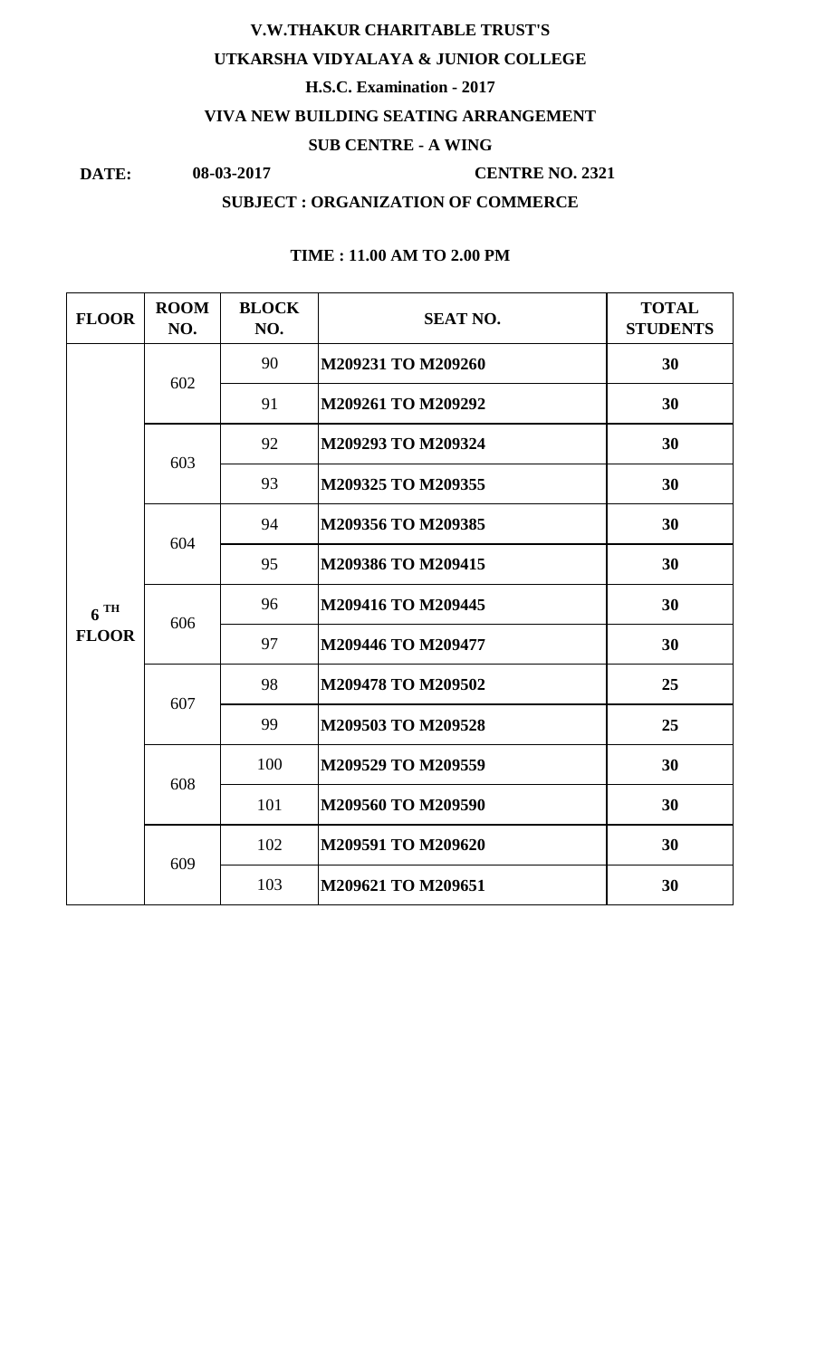**V.W.THAKUR CHARITABLE TRUST'S**

**UTKARSHA VIDYALAYA & JUNIOR COLLEGE**

**H.S.C. Examination - 2017**

**VIVA NEW BUILDING SEATING ARRANGEMENT**

**SUB CENTRE - A WING**

**DATE:** **08-03-2017** **CENTRE NO. 2321**

**SUBJECT : ORGANIZATION OF COMMERCE**

**TIME : 11.00 AM TO 2.00 PM**

| FLOOR | ROOM NO. | BLOCK NO. | SEAT NO. | TOTAL STUDENTS |
|---|---|---|---|---|
| 6 TH FLOOR | 602 | 90 | M209231 TO M209260 | 30 |
| | | 91 | M209261 TO M209292 | 30 |
| | 603 | 92 | M209293 TO M209324 | 30 |
| | | 93 | M209325 TO M209355 | 30 |
| | 604 | 94 | M209356 TO M209385 | 30 |
| | | 95 | M209386 TO M209415 | 30 |
| | 606 | 96 | M209416 TO M209445 | 30 |
| | | 97 | M209446 TO M209477 | 30 |
| | 607 | 98 | M209478 TO M209502 | 25 |
| | | 99 | M209503 TO M209528 | 25 |
| | 608 | 100 | M209529 TO M209559 | 30 |
| | | 101 | M209560 TO M209590 | 30 |
| | 609 | 102 | M209591 TO M209620 | 30 |
| | | 103 | M209621 TO M209651 | 30 |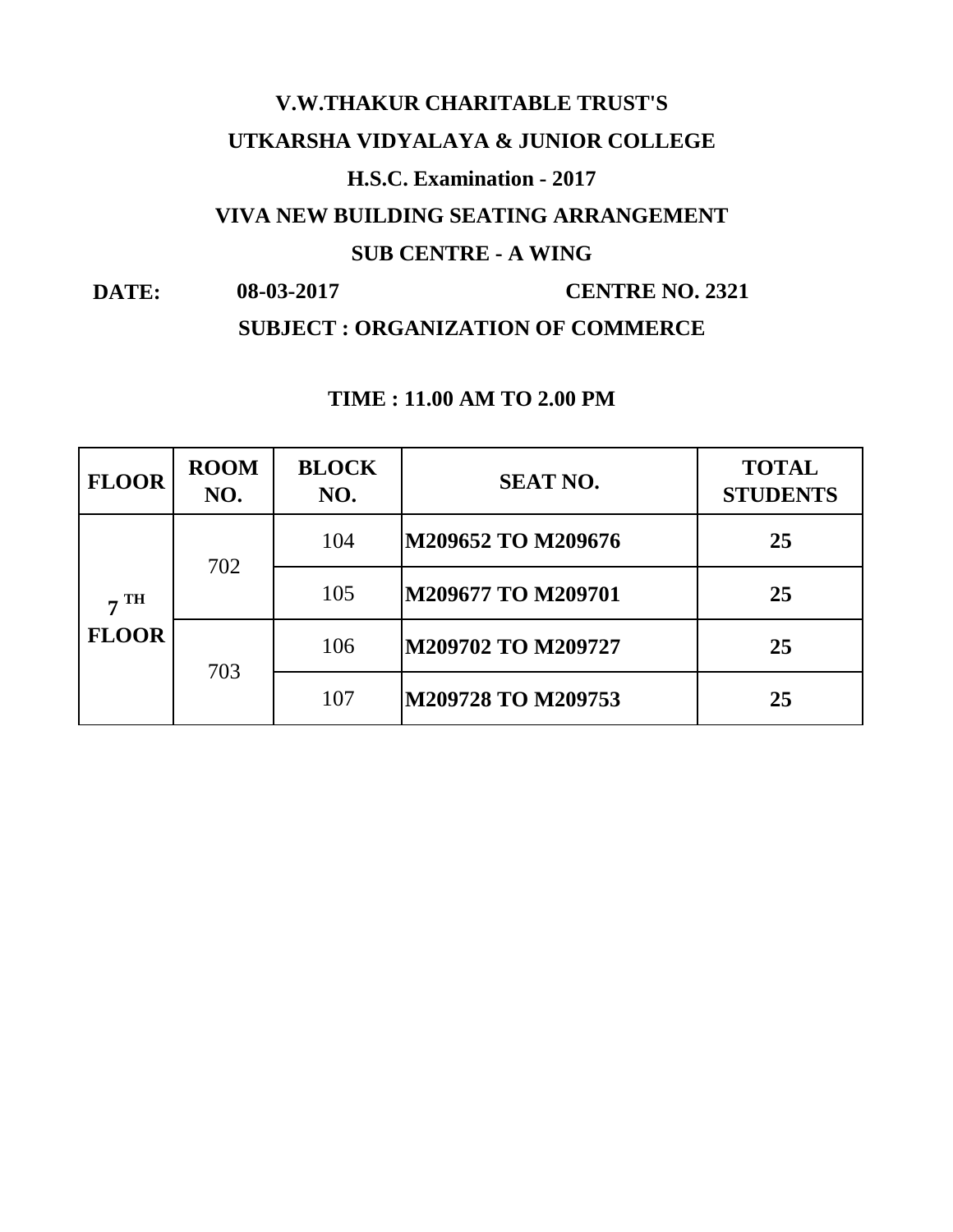**V.W.THAKUR CHARITABLE TRUST'S**

**UTKARSHA VIDYALAYA & JUNIOR COLLEGE**

**H.S.C. Examination - 2017**

**VIVA NEW BUILDING SEATING ARRANGEMENT**

**SUB CENTRE - A WING**

**DATE:** **08-03-2017** **CENTRE NO. 2321**

**SUBJECT : ORGANIZATION OF COMMERCE**

**TIME : 11.00 AM TO 2.00 PM**

| FLOOR | ROOM NO. | BLOCK NO. | SEAT NO. | TOTAL STUDENTS |
|---|---|---|---|---|
| 7 TH FLOOR | 702 | 104 | M209652 TO M209676 | 25 |
| | | 105 | M209677 TO M209701 | 25 |
| | 703 | 106 | M209702 TO M209727 | 25 |
| | | 107 | M209728 TO M209753 | 25 |